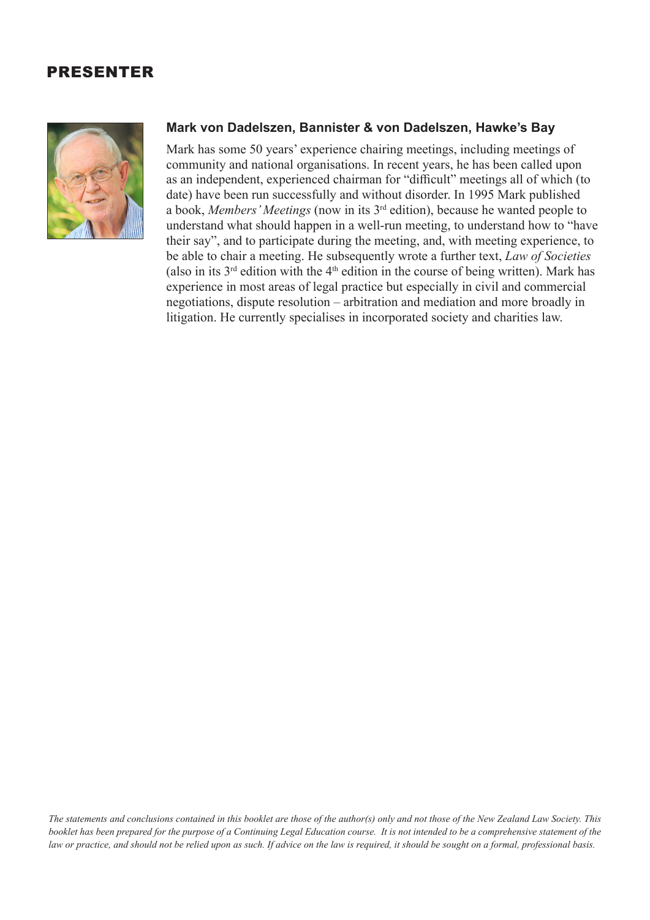# PRESENTER

### Mark von Dadelszen, Bannister & von Dadelszen, Hawke's Bay

Mark has some 50 years' experience chairing meetings, including meetings of community and national organisations. In recent years, he has been called upon as an independent, experienced chairman for "difficult" meetings all of which (to date) have been run successfully and without disorder. In 1995 Mark published a book, *Members' Meetings* (now in its 3rd edition), because he wanted people to understand what should happen in a well-run meeting, to understand how to "have their say", and to participate during the meeting, and, with meeting experience, to be able to chair a meeting. He subsequently wrote a further text, *Law of Societies* (also in its 3rd edition with the 4th edition in the course of being written). Mark has experience in most areas of legal practice but especially in civil and commercial negotiations, dispute resolution – arbitration and mediation and more broadly in litigation. He currently specialises in incorporated society and charities law.

*The statements and conclusions contained in this booklet are those of the author(s) only and not those of the New Zealand Law Society. This booklet has been prepared for the purpose of a Continuing Legal Education course. It is not intended to be a comprehensive statement of the law or practice, and should not be relied upon as such. If advice on the law is required, it should be sought on a formal, professional basis.*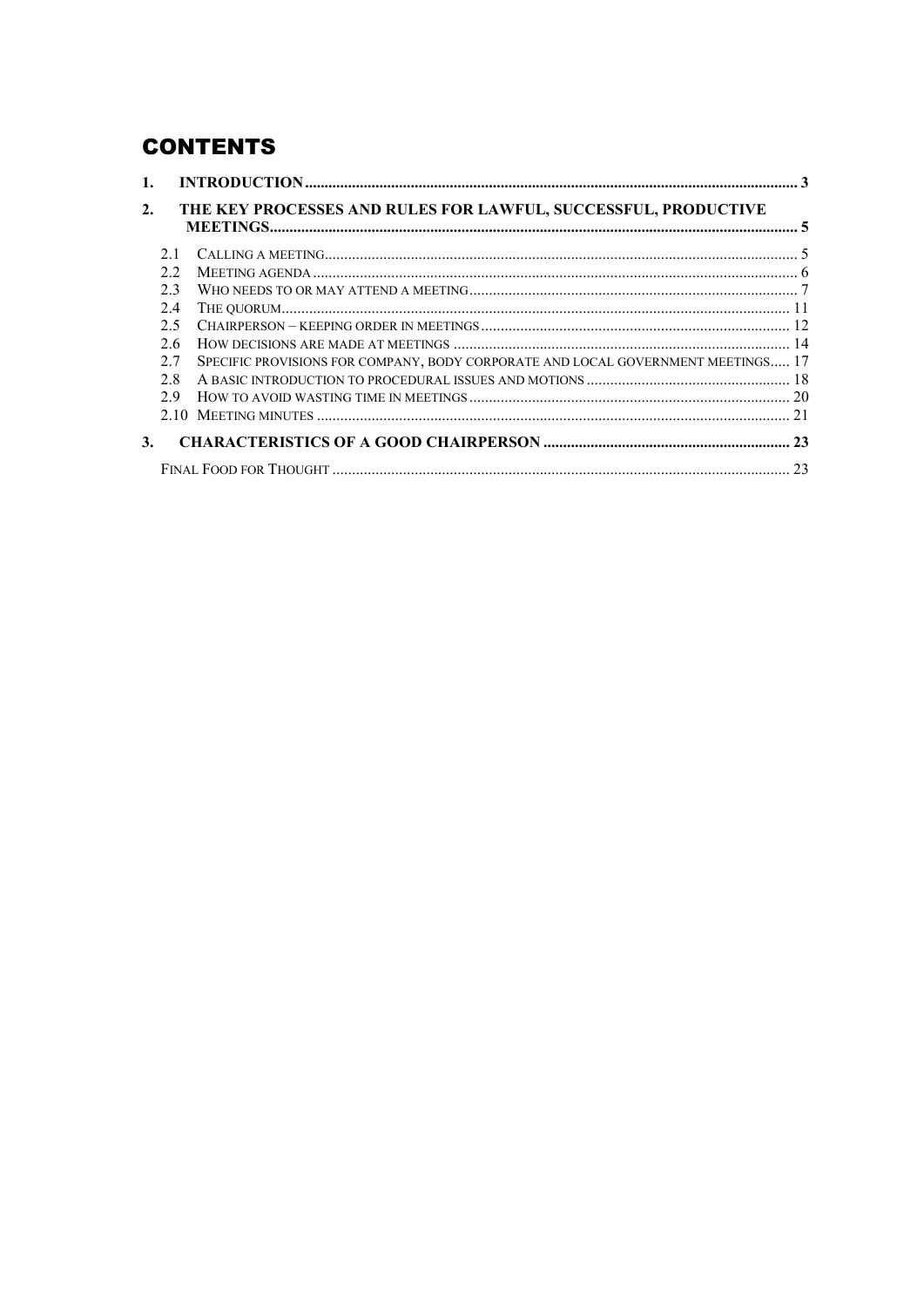# CONTENTS

1. **INTRODUCTION** ..... 3
2. **THE KEY PROCESSES AND RULES FOR LAWFUL, SUCCESSFUL, PRODUCTIVE MEETINGS** ..... 5
   - 2.1 CALLING A MEETING ..... 5
   - 2.2 MEETING AGENDA ..... 6
   - 2.3 WHO NEEDS TO OR MAY ATTEND A MEETING ..... 7
   - 2.4 THE QUORUM ..... 11
   - 2.5 CHAIRPERSON – KEEPING ORDER IN MEETINGS ..... 12
   - 2.6 HOW DECISIONS ARE MADE AT MEETINGS ..... 14
   - 2.7 SPECIFIC PROVISIONS FOR COMPANY, BODY CORPORATE AND LOCAL GOVERNMENT MEETINGS ..... 17
   - 2.8 A BASIC INTRODUCTION TO PROCEDURAL ISSUES AND MOTIONS ..... 18
   - 2.9 HOW TO AVOID WASTING TIME IN MEETINGS ..... 20
   - 2.10 MEETING MINUTES ..... 21
3. **CHARACTERISTICS OF A GOOD CHAIRPERSON** ..... 23

   FINAL FOOD FOR THOUGHT ..... 23